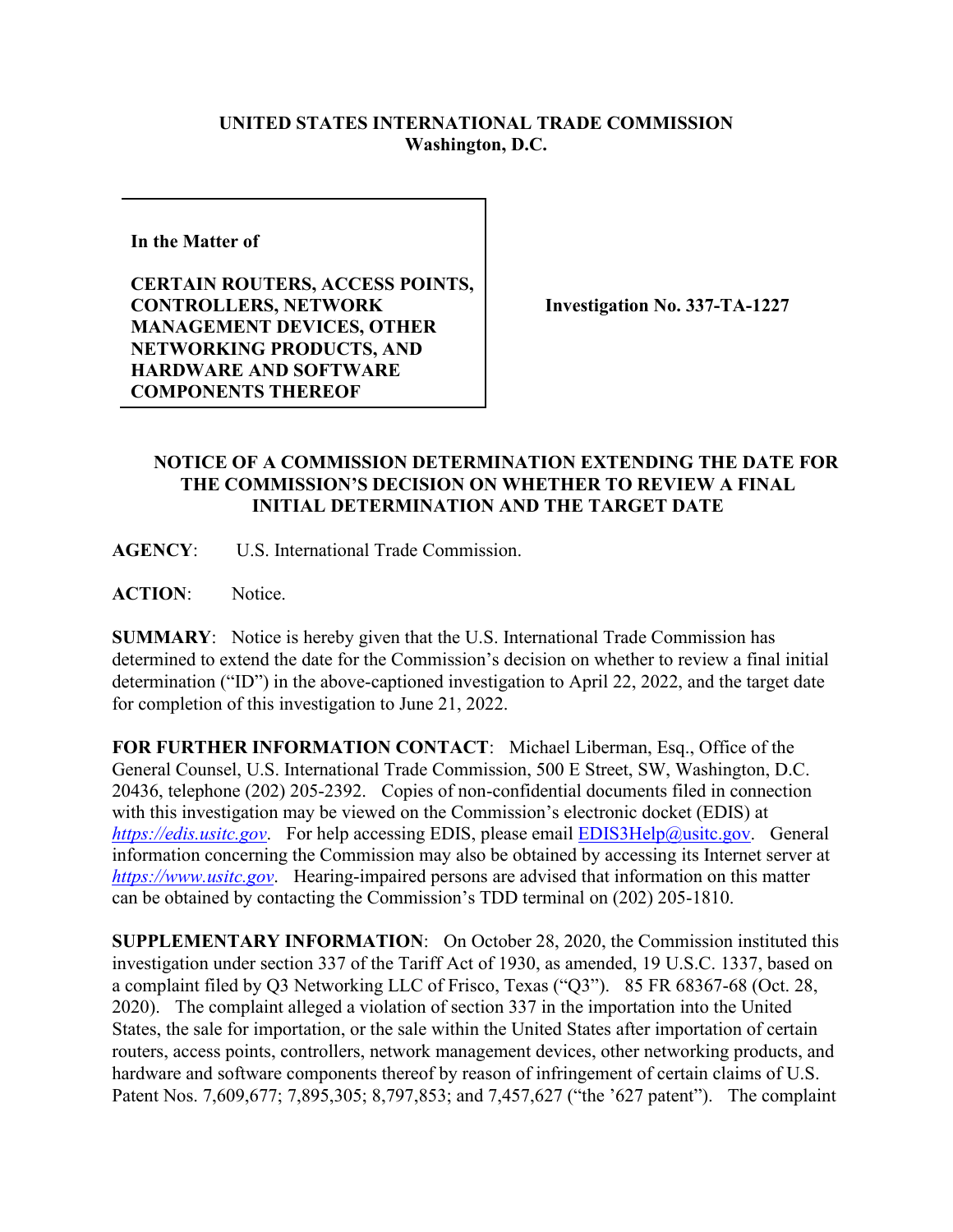**UNITED STATES INTERNATIONAL TRADE COMMISSION**
**Washington, D.C.**

| **In the Matter of** **CERTAIN ROUTERS, ACCESS POINTS, CONTROLLERS, NETWORK MANAGEMENT DEVICES, OTHER NETWORKING PRODUCTS, AND HARDWARE AND SOFTWARE COMPONENTS THEREOF** | **Investigation No. 337-TA-1227** |
|---|---|

**NOTICE OF A COMMISSION DETERMINATION EXTENDING THE DATE FOR THE COMMISSION'S DECISION ON WHETHER TO REVIEW A FINAL INITIAL DETERMINATION AND THE TARGET DATE**

**AGENCY**: U.S. International Trade Commission.

**ACTION**: Notice.

**SUMMARY**: Notice is hereby given that the U.S. International Trade Commission has determined to extend the date for the Commission's decision on whether to review a final initial determination ("ID") in the above-captioned investigation to April 22, 2022, and the target date for completion of this investigation to June 21, 2022.

**FOR FURTHER INFORMATION CONTACT**: Michael Liberman, Esq., Office of the General Counsel, U.S. International Trade Commission, 500 E Street, SW, Washington, D.C. 20436, telephone (202) 205-2392. Copies of non-confidential documents filed in connection with this investigation may be viewed on the Commission's electronic docket (EDIS) at *https://edis.usitc.gov*. For help accessing EDIS, please email EDIS3Help@usitc.gov. General information concerning the Commission may also be obtained by accessing its Internet server at *https://www.usitc.gov*. Hearing-impaired persons are advised that information on this matter can be obtained by contacting the Commission's TDD terminal on (202) 205-1810.

**SUPPLEMENTARY INFORMATION**: On October 28, 2020, the Commission instituted this investigation under section 337 of the Tariff Act of 1930, as amended, 19 U.S.C. 1337, based on a complaint filed by Q3 Networking LLC of Frisco, Texas ("Q3"). 85 FR 68367-68 (Oct. 28, 2020). The complaint alleged a violation of section 337 in the importation into the United States, the sale for importation, or the sale within the United States after importation of certain routers, access points, controllers, network management devices, other networking products, and hardware and software components thereof by reason of infringement of certain claims of U.S. Patent Nos. 7,609,677; 7,895,305; 8,797,853; and 7,457,627 ("the '627 patent"). The complaint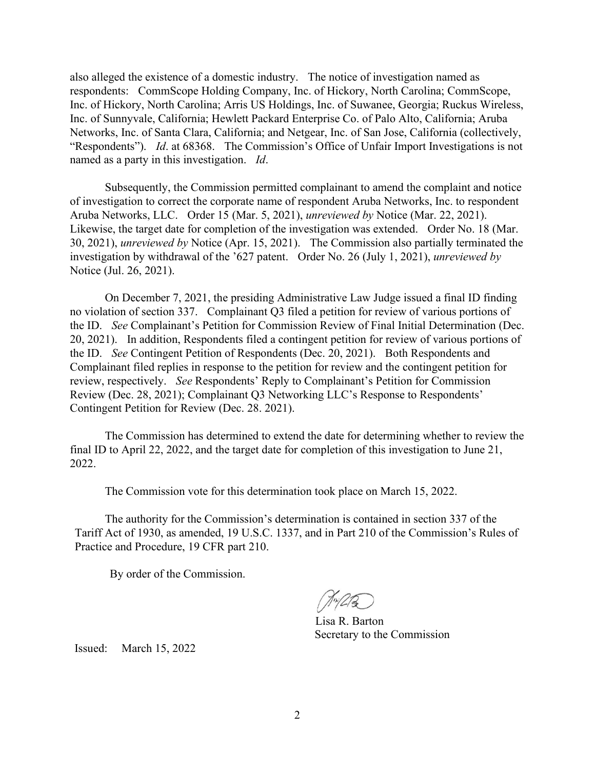also alleged the existence of a domestic industry. The notice of investigation named as respondents: CommScope Holding Company, Inc. of Hickory, North Carolina; CommScope, Inc. of Hickory, North Carolina; Arris US Holdings, Inc. of Suwanee, Georgia; Ruckus Wireless, Inc. of Sunnyvale, California; Hewlett Packard Enterprise Co. of Palo Alto, California; Aruba Networks, Inc. of Santa Clara, California; and Netgear, Inc. of San Jose, California (collectively, "Respondents"). *Id*. at 68368. The Commission's Office of Unfair Import Investigations is not named as a party in this investigation. *Id*.

Subsequently, the Commission permitted complainant to amend the complaint and notice of investigation to correct the corporate name of respondent Aruba Networks, Inc. to respondent Aruba Networks, LLC. Order 15 (Mar. 5, 2021), *unreviewed by* Notice (Mar. 22, 2021). Likewise, the target date for completion of the investigation was extended. Order No. 18 (Mar. 30, 2021), *unreviewed by* Notice (Apr. 15, 2021). The Commission also partially terminated the investigation by withdrawal of the '627 patent. Order No. 26 (July 1, 2021), *unreviewed by* Notice (Jul. 26, 2021).

On December 7, 2021, the presiding Administrative Law Judge issued a final ID finding no violation of section 337. Complainant Q3 filed a petition for review of various portions of the ID. *See* Complainant's Petition for Commission Review of Final Initial Determination (Dec. 20, 2021). In addition, Respondents filed a contingent petition for review of various portions of the ID. *See* Contingent Petition of Respondents (Dec. 20, 2021). Both Respondents and Complainant filed replies in response to the petition for review and the contingent petition for review, respectively. *See* Respondents' Reply to Complainant's Petition for Commission Review (Dec. 28, 2021); Complainant Q3 Networking LLC's Response to Respondents' Contingent Petition for Review (Dec. 28. 2021).

The Commission has determined to extend the date for determining whether to review the final ID to April 22, 2022, and the target date for completion of this investigation to June 21, 2022.

The Commission vote for this determination took place on March 15, 2022.

The authority for the Commission's determination is contained in section 337 of the Tariff Act of 1930, as amended, 19 U.S.C. 1337, and in Part 210 of the Commission's Rules of Practice and Procedure, 19 CFR part 210.

By order of the Commission.

Lisa R. Barton
Secretary to the Commission

Issued: March 15, 2022